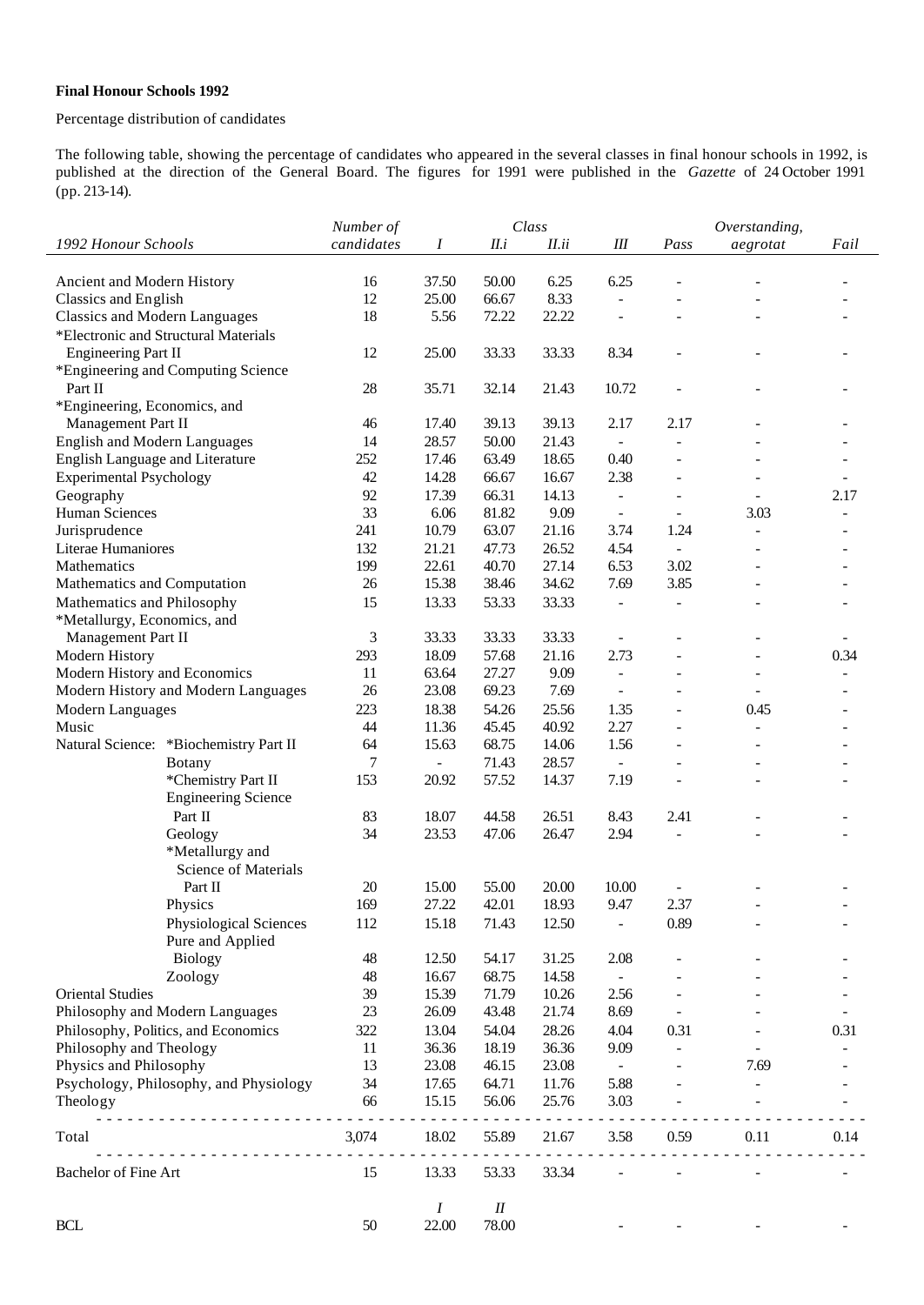**Final Honour Schools 1992**

Percentage distribution of candidates

The following table, showing the percentage of candidates who appeared in the several classes in final honour schools in 1992, is published at the direction of the General Board. The figures for 1991 were published in the *Gazette* of 24 October 1991 (pp. 213-14).

| *1992 Honour Schools* | *Number of candidates* | *Class* *I* | *II.i* | *II.ii* | *III* | *Pass* | *Overstanding, aegrotat* | *Fail* |
|---|---|---|---|---|---|---|---|---|
| Ancient and Modern History | 16 | 37.50 | 50.00 | 6.25 | 6.25 | - | - | - |
| Classics and English | 12 | 25.00 | 66.67 | 8.33 | - | - | - | - |
| Classics and Modern Languages | 18 | 5.56 | 72.22 | 22.22 | - | - | - | - |
| *Electronic and Structural Materials Engineering Part II | 12 | 25.00 | 33.33 | 33.33 | 8.34 | - | - | - |
| *Engineering and Computing Science Part II | 28 | 35.71 | 32.14 | 21.43 | 10.72 | - | - | - |
| *Engineering, Economics, and Management Part II | 46 | 17.40 | 39.13 | 39.13 | 2.17 | 2.17 | - | - |
| English and Modern Languages | 14 | 28.57 | 50.00 | 21.43 | - | - | - | - |
| English Language and Literature | 252 | 17.46 | 63.49 | 18.65 | 0.40 | - | - | - |
| Experimental Psychology | 42 | 14.28 | 66.67 | 16.67 | 2.38 | - | - | - |
| Geography | 92 | 17.39 | 66.31 | 14.13 | - | - | - | 2.17 |
| Human Sciences | 33 | 6.06 | 81.82 | 9.09 | - | - | 3.03 | - |
| Jurisprudence | 241 | 10.79 | 63.07 | 21.16 | 3.74 | 1.24 | - | - |
| Literae Humaniores | 132 | 21.21 | 47.73 | 26.52 | 4.54 | - | - | - |
| Mathematics | 199 | 22.61 | 40.70 | 27.14 | 6.53 | 3.02 | - | - |
| Mathematics and Computation | 26 | 15.38 | 38.46 | 34.62 | 7.69 | 3.85 | - | - |
| Mathematics and Philosophy | 15 | 13.33 | 53.33 | 33.33 | - | - | - | - |
| *Metallurgy, Economics, and Management Part II | 3 | 33.33 | 33.33 | 33.33 | - | - | - | - |
| Modern History | 293 | 18.09 | 57.68 | 21.16 | 2.73 | - | - | 0.34 |
| Modern History and Economics | 11 | 63.64 | 27.27 | 9.09 | - | - | - | - |
| Modern History and Modern Languages | 26 | 23.08 | 69.23 | 7.69 | - | - | - | - |
| Modern Languages | 223 | 18.38 | 54.26 | 25.56 | 1.35 | - | 0.45 | - |
| Music | 44 | 11.36 | 45.45 | 40.92 | 2.27 | - | - | - |
| Natural Science: *Biochemistry Part II | 64 | 15.63 | 68.75 | 14.06 | 1.56 | - | - | - |
| Botany | 7 | - | 71.43 | 28.57 | - | - | - | - |
| *Chemistry Part II | 153 | 20.92 | 57.52 | 14.37 | 7.19 | - | - | - |
| Engineering Science Part II | 83 | 18.07 | 44.58 | 26.51 | 8.43 | 2.41 | - | - |
| Geology | 34 | 23.53 | 47.06 | 26.47 | 2.94 | - | - | - |
| *Metallurgy and Science of Materials Part II | 20 | 15.00 | 55.00 | 20.00 | 10.00 | - | - | - |
| Physics | 169 | 27.22 | 42.01 | 18.93 | 9.47 | 2.37 | - | - |
| Physiological Sciences | 112 | 15.18 | 71.43 | 12.50 | - | 0.89 | - | - |
| Pure and Applied Biology | 48 | 12.50 | 54.17 | 31.25 | 2.08 | - | - | - |
| Zoology | 48 | 16.67 | 68.75 | 14.58 | - | - | - | - |
| Oriental Studies | 39 | 15.39 | 71.79 | 10.26 | 2.56 | - | - | - |
| Philosophy and Modern Languages | 23 | 26.09 | 43.48 | 21.74 | 8.69 | - | - | - |
| Philosophy, Politics, and Economics | 322 | 13.04 | 54.04 | 28.26 | 4.04 | 0.31 | - | 0.31 |
| Philosophy and Theology | 11 | 36.36 | 18.19 | 36.36 | 9.09 | - | - | - |
| Physics and Philosophy | 13 | 23.08 | 46.15 | 23.08 | - | - | 7.69 | - |
| Psychology, Philosophy, and Physiology | 34 | 17.65 | 64.71 | 11.76 | 5.88 | - | - | - |
| Theology | 66 | 15.15 | 56.06 | 25.76 | 3.03 | - | - | - |
| Total | 3,074 | 18.02 | 55.89 | 21.67 | 3.58 | 0.59 | 0.11 | 0.14 |
| Bachelor of Fine Art | 15 | 13.33 | 53.33 | 33.34 | - | - | - | - |
| | | *I* | *II* | | | | | |
| BCL | 50 | 22.00 | 78.00 | | - | - | - | - |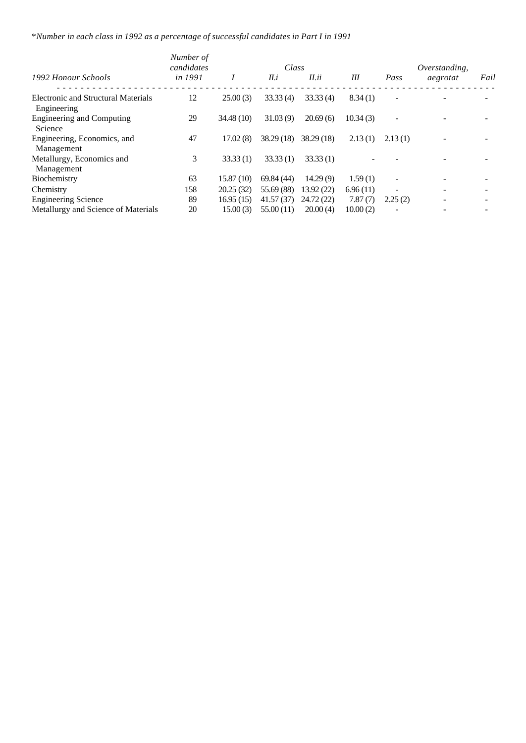*Number in each class in 1992 as a percentage of successful candidates in Part I in 1991

| 1992 Honour Schools | Number of candidates in 1991 | Class I | II.i | II.ii | III | Pass | Overstanding, aegrotat | Fail |
|---|---|---|---|---|---|---|---|---|
| Electronic and Structural Materials Engineering | 12 | 25.00 (3) | 33.33 (4) | 33.33 (4) | 8.34 (1) | - | - | - |
| Engineering and Computing Science | 29 | 34.48 (10) | 31.03 (9) | 20.69 (6) | 10.34 (3) | - | - | - |
| Engineering, Economics, and Management | 47 | 17.02 (8) | 38.29 (18) | 38.29 (18) | 2.13 (1) | 2.13 (1) | - | - |
| Metallurgy, Economics and Management | 3 | 33.33 (1) | 33.33 (1) | 33.33 (1) | - | - | - | - |
| Biochemistry | 63 | 15.87 (10) | 69.84 (44) | 14.29 (9) | 1.59 (1) | - | - | - |
| Chemistry | 158 | 20.25 (32) | 55.69 (88) | 13.92 (22) | 6.96 (11) | - | - | - |
| Engineering Science | 89 | 16.95 (15) | 41.57 (37) | 24.72 (22) | 7.87 (7) | 2.25 (2) | - | - |
| Metallurgy and Science of Materials | 20 | 15.00 (3) | 55.00 (11) | 20.00 (4) | 10.00 (2) | - | - | - |